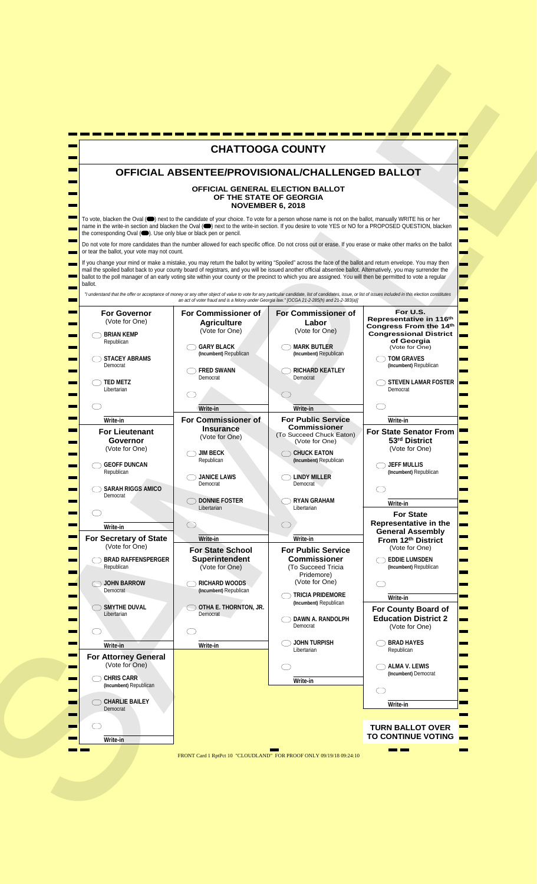# CHATTOOGA COUNTY

## OFFICIAL ABSENTEE/PROVISIONAL/CHALLENGED BALLOT

### OFFICIAL GENERAL ELECTION BALLOT OF THE STATE OF GEORGIA NOVEMBER 6, 2018

To vote, blacken the Oval (⬬) next to the candidate of your choice. To vote for a person whose name is not on the ballot, manually WRITE his or her name in the write-in section and blacken the Oval (⬬) next to the write-in section. If you desire to vote YES or NO for a PROPOSED QUESTION, blacken the corresponding Oval (⬬). Use only blue or black pen or pencil.

Do not vote for more candidates than the number allowed for each specific office. Do not cross out or erase. If you erase or make other marks on the ballot or tear the ballot, your vote may not count.

If you change your mind or make a mistake, you may return the ballot by writing "Spoiled" across the face of the ballot and return envelope. You may then mail the spoiled ballot back to your county board of registrars, and you will be issued another official absentee ballot. Alternatively, you may surrender the ballot to the poll manager of an early voting site within your county or the precinct to which you are assigned. You will then be permitted to vote a regular ballot.

*"I understand that the offer or acceptance of money or any other object of value to vote for any particular candidate, list of candidates, issue, or list of issues included in this election constitutes an act of voter fraud and is a felony under Georgia law." [OCGA 21-2-285(h) and 21-2-383(a)]*

**For Governor**
(Vote for One)

- ⬭ **BRIAN KEMP** — Republican
- ⬭ **STACEY ABRAMS** — Democrat
- ⬭ **TED METZ** — Libertarian
- ⬭ Write-in

**For Lieutenant Governor**
(Vote for One)

- ⬭ **GEOFF DUNCAN** — Republican
- ⬭ **SARAH RIGGS AMICO** — Democrat
- ⬭ Write-in

**For Secretary of State**
(Vote for One)

- ⬭ **BRAD RAFFENSPERGER** — Republican
- ⬭ **JOHN BARROW** — Democrat
- ⬭ **SMYTHE DUVAL** — Libertarian
- ⬭ Write-in

**For Attorney General**
(Vote for One)

- ⬭ **CHRIS CARR** — (Incumbent) Republican
- ⬭ **CHARLIE BAILEY** — Democrat
- ⬭ Write-in

**For Commissioner of Agriculture**
(Vote for One)

- ⬭ **GARY BLACK** — (Incumbent) Republican
- ⬭ **FRED SWANN** — Democrat
- ⬭ Write-in

**For Commissioner of Insurance**
(Vote for One)

- ⬭ **JIM BECK** — Republican
- ⬭ **JANICE LAWS** — Democrat
- ⬭ **DONNIE FOSTER** — Libertarian
- ⬭ Write-in

**For State School Superintendent**
(Vote for One)

- ⬭ **RICHARD WOODS** — (Incumbent) Republican
- ⬭ **OTHA E. THORNTON, JR.** — Democrat
- ⬭ Write-in

**For Commissioner of Labor**
(Vote for One)

- ⬭ **MARK BUTLER** — (Incumbent) Republican
- ⬭ **RICHARD KEATLEY** — Democrat
- ⬭ Write-in

**For Public Service Commissioner**
(To Succeed Chuck Eaton)
(Vote for One)

- ⬭ **CHUCK EATON** — (Incumbent) Republican
- ⬭ **LINDY MILLER** — Democrat
- ⬭ **RYAN GRAHAM** — Libertarian
- ⬭ Write-in

**For Public Service Commissioner**
(To Succeed Tricia Pridemore)
(Vote for One)

- ⬭ **TRICIA PRIDEMORE** — (Incumbent) Republican
- ⬭ **DAWN A. RANDOLPH** — Democrat
- ⬭ **JOHN TURPISH** — Libertarian
- ⬭ Write-in

**For U.S. Representative in 116th Congress From the 14th Congressional District of Georgia**
(Vote for One)

- ⬭ **TOM GRAVES** — (Incumbent) Republican
- ⬭ **STEVEN LAMAR FOSTER** — Democrat
- ⬭ Write-in

**For State Senator From 53rd District**
(Vote for One)

- ⬭ **JEFF MULLIS** — (Incumbent) Republican
- ⬭ Write-in

**For State Representative in the General Assembly From 12th District**
(Vote for One)

- ⬭ **EDDIE LUMSDEN** — (Incumbent) Republican
- ⬭ Write-in

**For County Board of Education District 2**
(Vote for One)

- ⬭ **BRAD HAYES** — Republican
- ⬭ **ALMA V. LEWIS** — (Incumbent) Democrat
- ⬭ Write-in

**TURN BALLOT OVER TO CONTINUE VOTING**

FRONT Card 1 RptPct 10 "CLOUDLAND" FOR PROOF ONLY 09/19/18 09:24:10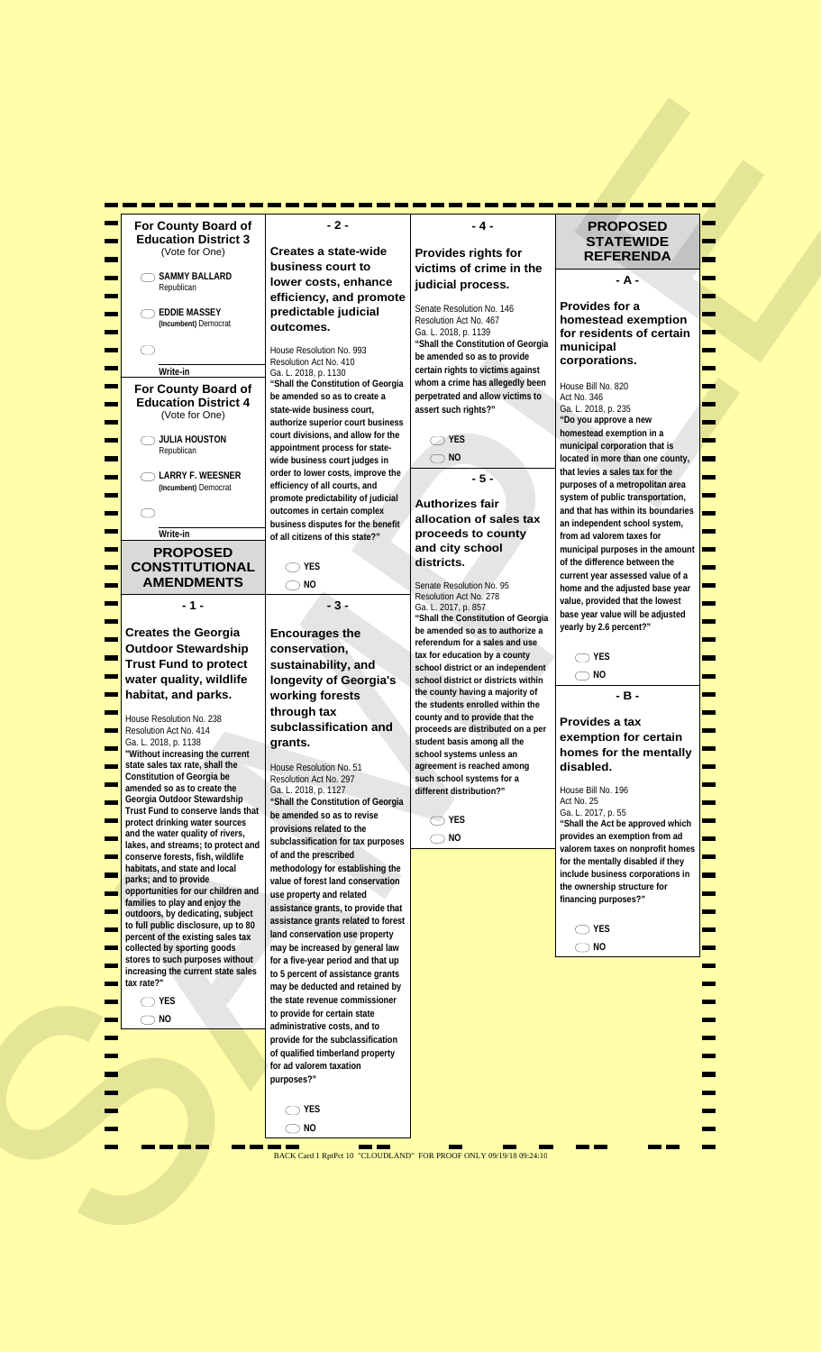## For County Board of Education District 3
(Vote for One)

- SAMMY BALLARD
  Republican
- EDDIE MASSEY
  (Incumbent) Democrat
- Write-in

## For County Board of Education District 4
(Vote for One)

- JULIA HOUSTON
  Republican
- LARRY F. WEESNER
  (Incumbent) Democrat
- Write-in

## PROPOSED CONSTITUTIONAL AMENDMENTS

### - 1 -

**Creates the Georgia Outdoor Stewardship Trust Fund to protect water quality, wildlife habitat, and parks.**

House Resolution No. 238
Resolution Act No. 414
Ga. L. 2018, p. 1138

**"Without increasing the current state sales tax rate, shall the Constitution of Georgia be amended so as to create the Georgia Outdoor Stewardship Trust Fund to conserve lands that protect drinking water sources and the water quality of rivers, lakes, and streams; to protect and conserve forests, fish, wildlife habitats, and state and local parks; and to provide opportunities for our children and families to play and enjoy the outdoors, by dedicating, subject to full public disclosure, up to 80 percent of the existing sales tax collected by sporting goods stores to such purposes without increasing the current state sales tax rate?"**

- YES
- NO

### - 2 -

**Creates a state-wide business court to lower costs, enhance efficiency, and promote predictable judicial outcomes.**

House Resolution No. 993
Resolution Act No. 410
Ga. L. 2018, p. 1130

**"Shall the Constitution of Georgia be amended so as to create a state-wide business court, authorize superior court business court divisions, and allow for the appointment process for state-wide business court judges in order to lower costs, improve the efficiency of all courts, and promote predictability of judicial outcomes in certain complex business disputes for the benefit of all citizens of this state?"**

- YES
- NO

### - 3 -

**Encourages the conservation, sustainability, and longevity of Georgia's working forests through tax subclassification and grants.**

House Resolution No. 51
Resolution Act No. 297
Ga. L. 2018, p. 1127

**"Shall the Constitution of Georgia be amended so as to revise provisions related to the subclassification for tax purposes of and the prescribed methodology for establishing the value of forest land conservation use property and related assistance grants, to provide that assistance grants related to forest land conservation use property may be increased by general law for a five-year period and that up to 5 percent of assistance grants may be deducted and retained by the state revenue commissioner to provide for certain state administrative costs, and to provide for the subclassification of qualified timberland property for ad valorem taxation purposes?"**

- YES
- NO

### - 4 -

**Provides rights for victims of crime in the judicial process.**

Senate Resolution No. 146
Resolution Act No. 467
Ga. L. 2018, p. 1139

**"Shall the Constitution of Georgia be amended so as to provide certain rights to victims against whom a crime has allegedly been perpetrated and allow victims to assert such rights?"**

- YES
- NO

### - 5 -

**Authorizes fair allocation of sales tax proceeds to county and city school districts.**

Senate Resolution No. 95
Resolution Act No. 278
Ga. L. 2017, p. 857

**"Shall the Constitution of Georgia be amended so as to authorize a referendum for a sales and use tax for education by a county school district or an independent school district or districts within the county having a majority of the students enrolled within the county and to provide that the proceeds are distributed on a per student basis among all the school systems unless an agreement is reached among such school systems for a different distribution?"**

- YES
- NO

## PROPOSED STATEWIDE REFERENDA

### - A -

**Provides for a homestead exemption for residents of certain municipal corporations.**

House Bill No. 820
Act No. 346
Ga. L. 2018, p. 235

**"Do you approve a new homestead exemption in a municipal corporation that is located in more than one county, that levies a sales tax for the purposes of a metropolitan area system of public transportation, and that has within its boundaries an independent school system, from ad valorem taxes for municipal purposes in the amount of the difference between the current year assessed value of a home and the adjusted base year value, provided that the lowest base year value will be adjusted yearly by 2.6 percent?"**

- YES
- NO

### - B -

**Provides a tax exemption for certain homes for the mentally disabled.**

House Bill No. 196
Act No. 25
Ga. L. 2017, p. 55

**"Shall the Act be approved which provides an exemption from ad valorem taxes on nonprofit homes for the mentally disabled if they include business corporations in the ownership structure for financing purposes?"**

- YES
- NO